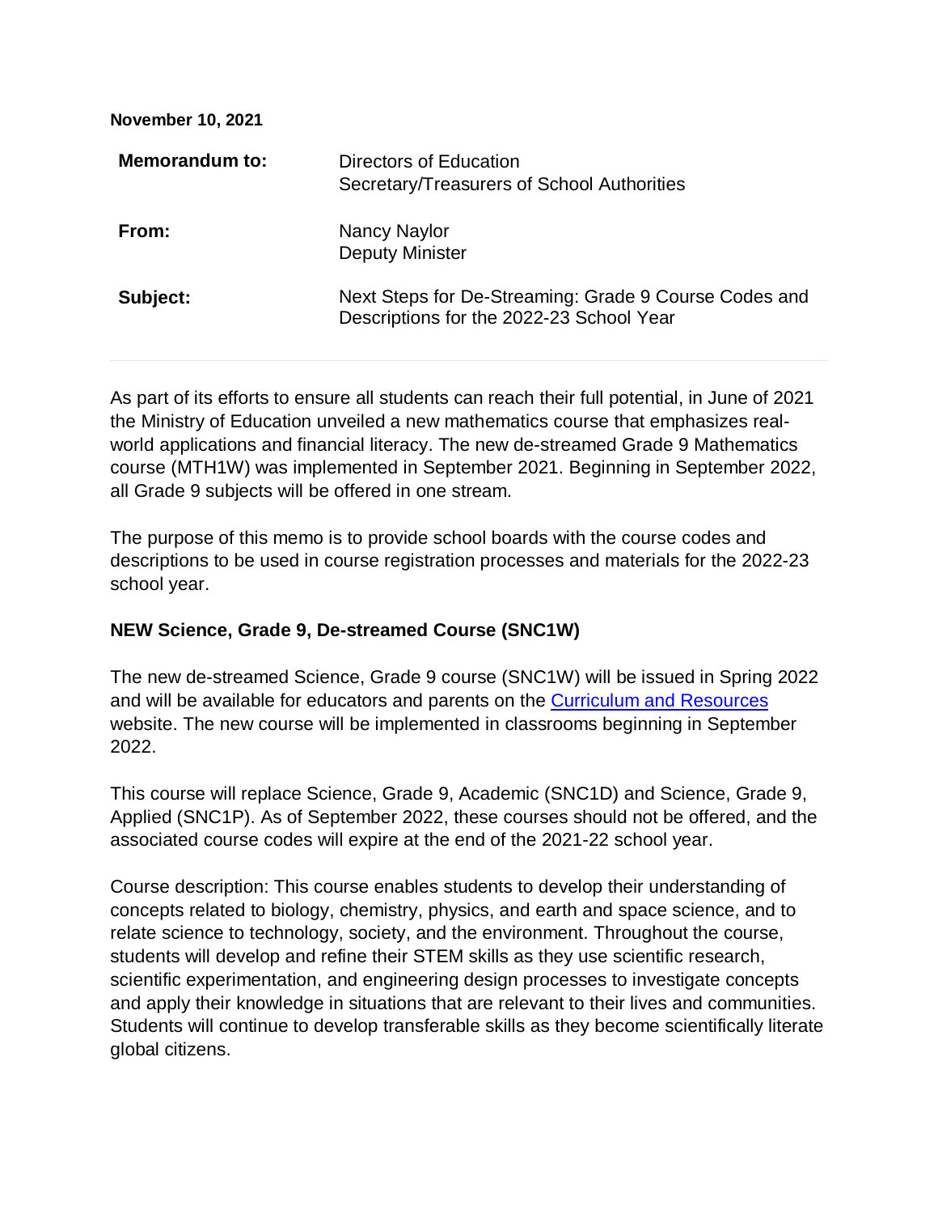**November 10, 2021**

| | |
|---|---|
| **Memorandum to:** | Directors of Education<br>Secretary/Treasurers of School Authorities |
| **From:** | Nancy Naylor<br>Deputy Minister |
| **Subject:** | Next Steps for De-Streaming: Grade 9 Course Codes and Descriptions for the 2022-23 School Year |

As part of its efforts to ensure all students can reach their full potential, in June of 2021 the Ministry of Education unveiled a new mathematics course that emphasizes real-world applications and financial literacy. The new de-streamed Grade 9 Mathematics course (MTH1W) was implemented in September 2021. Beginning in September 2022, all Grade 9 subjects will be offered in one stream.

The purpose of this memo is to provide school boards with the course codes and descriptions to be used in course registration processes and materials for the 2022-23 school year.

### NEW Science, Grade 9, De-streamed Course (SNC1W)

The new de-streamed Science, Grade 9 course (SNC1W) will be issued in Spring 2022 and will be available for educators and parents on the Curriculum and Resources website. The new course will be implemented in classrooms beginning in September 2022.

This course will replace Science, Grade 9, Academic (SNC1D) and Science, Grade 9, Applied (SNC1P). As of September 2022, these courses should not be offered, and the associated course codes will expire at the end of the 2021-22 school year.

Course description: This course enables students to develop their understanding of concepts related to biology, chemistry, physics, and earth and space science, and to relate science to technology, society, and the environment. Throughout the course, students will develop and refine their STEM skills as they use scientific research, scientific experimentation, and engineering design processes to investigate concepts and apply their knowledge in situations that are relevant to their lives and communities. Students will continue to develop transferable skills as they become scientifically literate global citizens.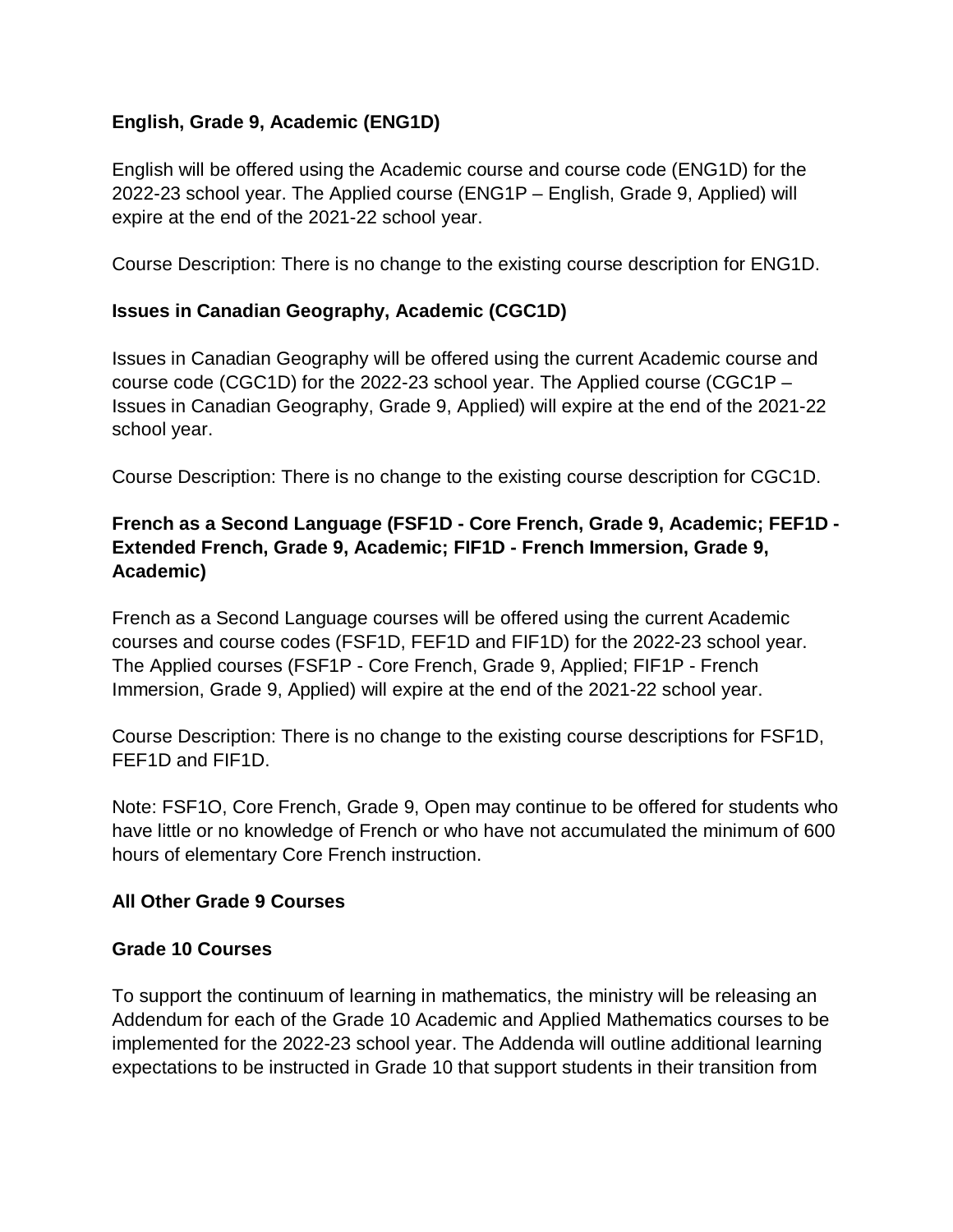### English, Grade 9, Academic (ENG1D)

English will be offered using the Academic course and course code (ENG1D) for the 2022-23 school year. The Applied course (ENG1P – English, Grade 9, Applied) will expire at the end of the 2021-22 school year.

Course Description: There is no change to the existing course description for ENG1D.

### Issues in Canadian Geography, Academic (CGC1D)

Issues in Canadian Geography will be offered using the current Academic course and course code (CGC1D) for the 2022-23 school year. The Applied course (CGC1P – Issues in Canadian Geography, Grade 9, Applied) will expire at the end of the 2021-22 school year.

Course Description: There is no change to the existing course description for CGC1D.

### French as a Second Language (FSF1D - Core French, Grade 9, Academic; FEF1D - Extended French, Grade 9, Academic; FIF1D - French Immersion, Grade 9, Academic)

French as a Second Language courses will be offered using the current Academic courses and course codes (FSF1D, FEF1D and FIF1D) for the 2022-23 school year. The Applied courses (FSF1P - Core French, Grade 9, Applied; FIF1P - French Immersion, Grade 9, Applied) will expire at the end of the 2021-22 school year.

Course Description: There is no change to the existing course descriptions for FSF1D, FEF1D and FIF1D.

Note: FSF1O, Core French, Grade 9, Open may continue to be offered for students who have little or no knowledge of French or who have not accumulated the minimum of 600 hours of elementary Core French instruction.

### All Other Grade 9 Courses

### Grade 10 Courses

To support the continuum of learning in mathematics, the ministry will be releasing an Addendum for each of the Grade 10 Academic and Applied Mathematics courses to be implemented for the 2022-23 school year. The Addenda will outline additional learning expectations to be instructed in Grade 10 that support students in their transition from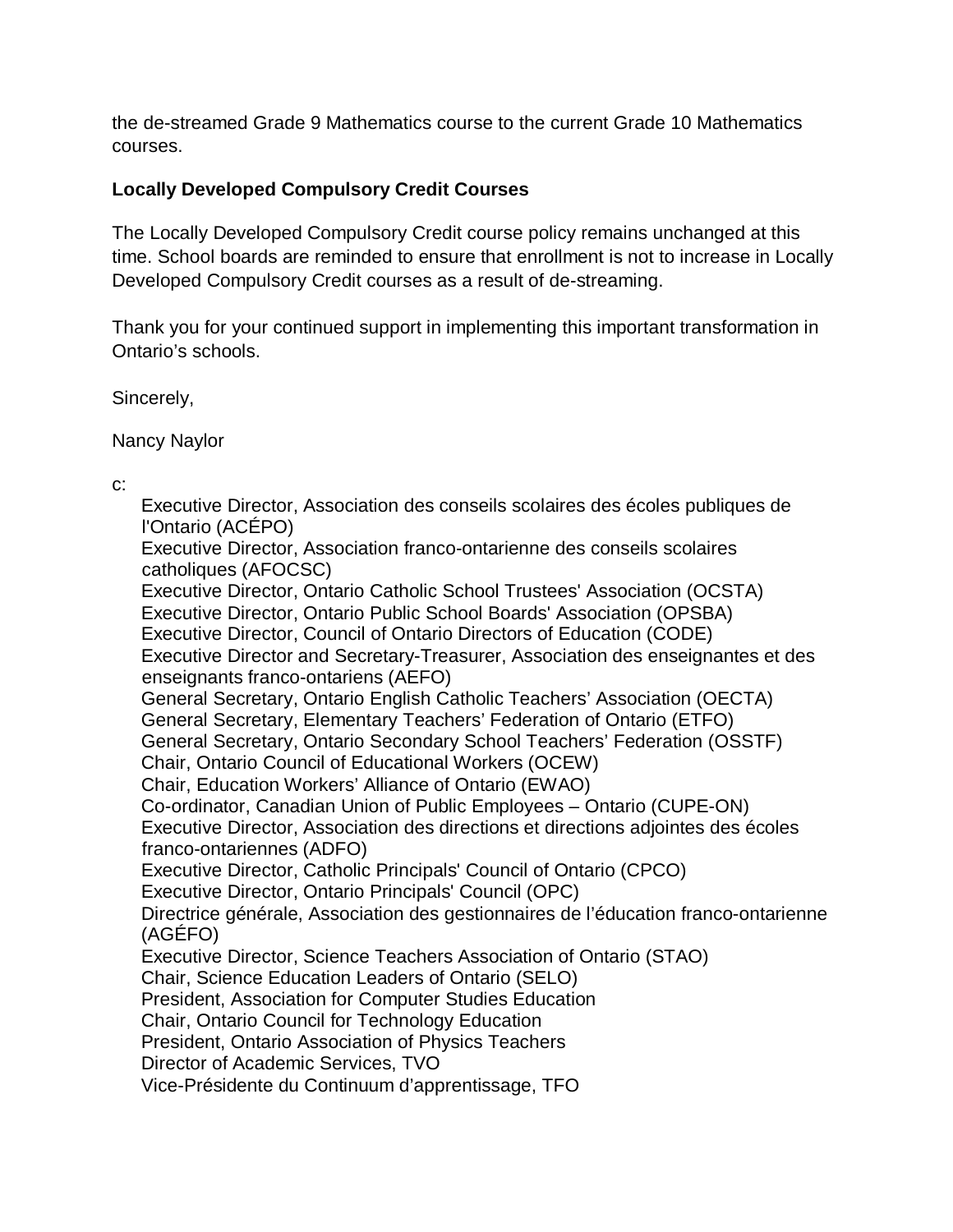the de-streamed Grade 9 Mathematics course to the current Grade 10 Mathematics courses.

**Locally Developed Compulsory Credit Courses**

The Locally Developed Compulsory Credit course policy remains unchanged at this time. School boards are reminded to ensure that enrollment is not to increase in Locally Developed Compulsory Credit courses as a result of de-streaming.

Thank you for your continued support in implementing this important transformation in Ontario's schools.

Sincerely,

Nancy Naylor

c:

Executive Director, Association des conseils scolaires des écoles publiques de l'Ontario (ACÉPO)
Executive Director, Association franco-ontarienne des conseils scolaires catholiques (AFOCSC)
Executive Director, Ontario Catholic School Trustees' Association (OCSTA)
Executive Director, Ontario Public School Boards' Association (OPSBA)
Executive Director, Council of Ontario Directors of Education (CODE)
Executive Director and Secretary-Treasurer, Association des enseignantes et des enseignants franco-ontariens (AEFO)
General Secretary, Ontario English Catholic Teachers' Association (OECTA)
General Secretary, Elementary Teachers' Federation of Ontario (ETFO)
General Secretary, Ontario Secondary School Teachers' Federation (OSSTF)
Chair, Ontario Council of Educational Workers (OCEW)
Chair, Education Workers' Alliance of Ontario (EWAO)
Co-ordinator, Canadian Union of Public Employees – Ontario (CUPE-ON)
Executive Director, Association des directions et directions adjointes des écoles franco-ontariennes (ADFO)
Executive Director, Catholic Principals' Council of Ontario (CPCO)
Executive Director, Ontario Principals' Council (OPC)
Directrice générale, Association des gestionnaires de l'éducation franco-ontarienne (AGÉFO)
Executive Director, Science Teachers Association of Ontario (STAO)
Chair, Science Education Leaders of Ontario (SELO)
President, Association for Computer Studies Education
Chair, Ontario Council for Technology Education
President, Ontario Association of Physics Teachers
Director of Academic Services, TVO
Vice-Présidente du Continuum d'apprentissage, TFO